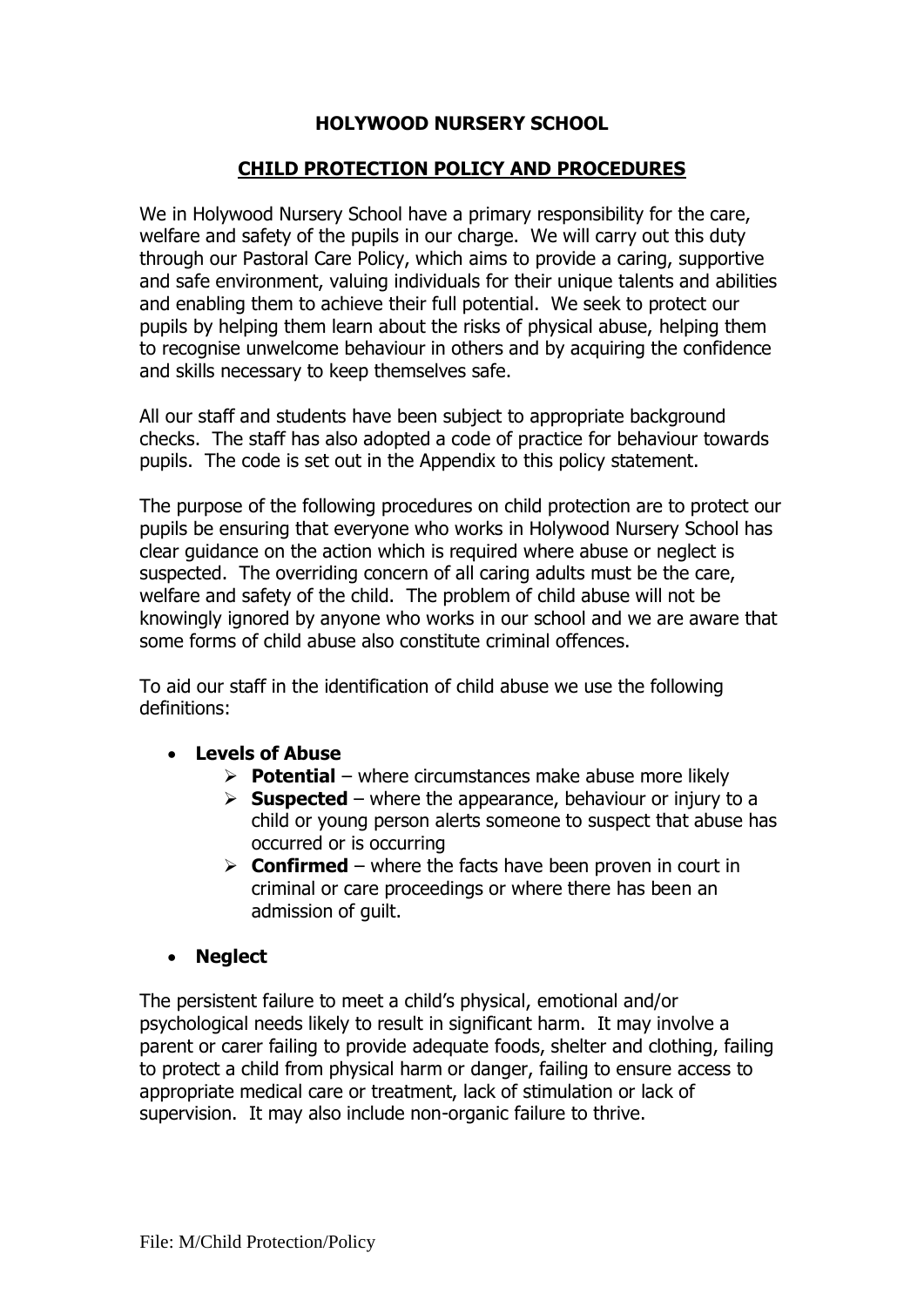# HOLYWOOD NURSERY SCHOOL

## CHILD PROTECTION POLICY AND PROCEDURES

We in Holywood Nursery School have a primary responsibility for the care, welfare and safety of the pupils in our charge. We will carry out this duty through our Pastoral Care Policy, which aims to provide a caring, supportive and safe environment, valuing individuals for their unique talents and abilities and enabling them to achieve their full potential. We seek to protect our pupils by helping them learn about the risks of physical abuse, helping them to recognise unwelcome behaviour in others and by acquiring the confidence and skills necessary to keep themselves safe.

All our staff and students have been subject to appropriate background checks. The staff has also adopted a code of practice for behaviour towards pupils. The code is set out in the Appendix to this policy statement.

The purpose of the following procedures on child protection are to protect our pupils be ensuring that everyone who works in Holywood Nursery School has clear guidance on the action which is required where abuse or neglect is suspected. The overriding concern of all caring adults must be the care, welfare and safety of the child. The problem of child abuse will not be knowingly ignored by anyone who works in our school and we are aware that some forms of child abuse also constitute criminal offences.

To aid our staff in the identification of child abuse we use the following definitions:

- **Levels of Abuse**
  - **Potential** – where circumstances make abuse more likely
  - **Suspected** – where the appearance, behaviour or injury to a child or young person alerts someone to suspect that abuse has occurred or is occurring
  - **Confirmed** – where the facts have been proven in court in criminal or care proceedings or where there has been an admission of guilt.

- **Neglect**

The persistent failure to meet a child's physical, emotional and/or psychological needs likely to result in significant harm. It may involve a parent or carer failing to provide adequate foods, shelter and clothing, failing to protect a child from physical harm or danger, failing to ensure access to appropriate medical care or treatment, lack of stimulation or lack of supervision. It may also include non-organic failure to thrive.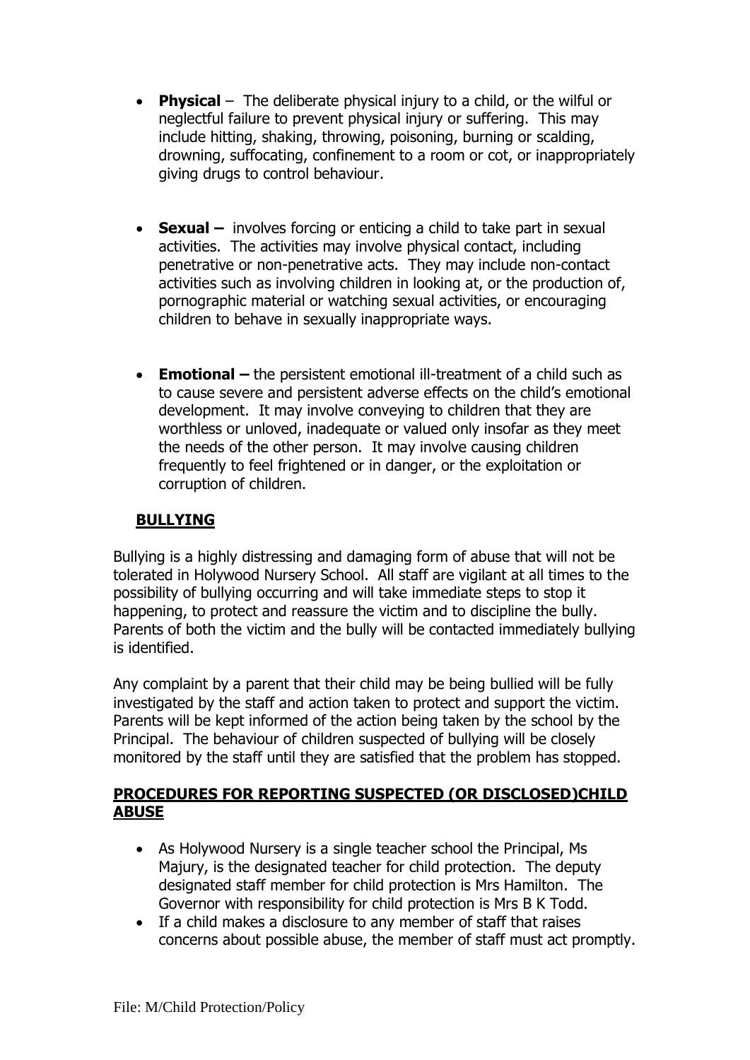- **Physical** – The deliberate physical injury to a child, or the wilful or neglectful failure to prevent physical injury or suffering. This may include hitting, shaking, throwing, poisoning, burning or scalding, drowning, suffocating, confinement to a room or cot, or inappropriately giving drugs to control behaviour.

- **Sexual –** involves forcing or enticing a child to take part in sexual activities. The activities may involve physical contact, including penetrative or non-penetrative acts. They may include non-contact activities such as involving children in looking at, or the production of, pornographic material or watching sexual activities, or encouraging children to behave in sexually inappropriate ways.

- **Emotional –** the persistent emotional ill-treatment of a child such as to cause severe and persistent adverse effects on the child's emotional development. It may involve conveying to children that they are worthless or unloved, inadequate or valued only insofar as they meet the needs of the other person. It may involve causing children frequently to feel frightened or in danger, or the exploitation or corruption of children.

## BULLYING

Bullying is a highly distressing and damaging form of abuse that will not be tolerated in Holywood Nursery School. All staff are vigilant at all times to the possibility of bullying occurring and will take immediate steps to stop it happening, to protect and reassure the victim and to discipline the bully. Parents of both the victim and the bully will be contacted immediately bullying is identified.

Any complaint by a parent that their child may be being bullied will be fully investigated by the staff and action taken to protect and support the victim. Parents will be kept informed of the action being taken by the school by the Principal. The behaviour of children suspected of bullying will be closely monitored by the staff until they are satisfied that the problem has stopped.

## PROCEDURES FOR REPORTING SUSPECTED (OR DISCLOSED)CHILD ABUSE

- As Holywood Nursery is a single teacher school the Principal, Ms Majury, is the designated teacher for child protection. The deputy designated staff member for child protection is Mrs Hamilton. The Governor with responsibility for child protection is Mrs B K Todd.
- If a child makes a disclosure to any member of staff that raises concerns about possible abuse, the member of staff must act promptly.

File: M/Child Protection/Policy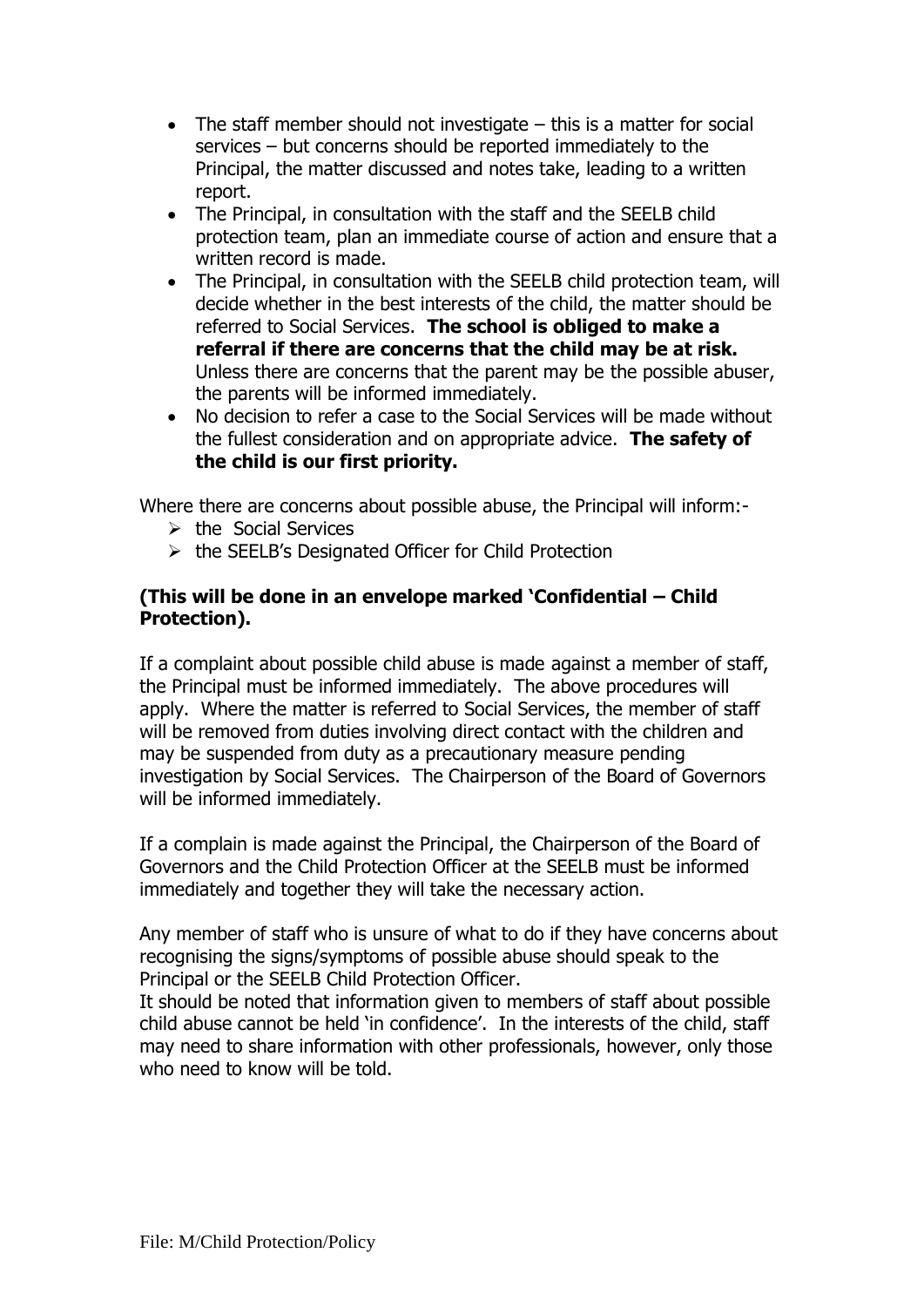- The staff member should not investigate – this is a matter for social services – but concerns should be reported immediately to the Principal, the matter discussed and notes take, leading to a written report.
- The Principal, in consultation with the staff and the SEELB child protection team, plan an immediate course of action and ensure that a written record is made.
- The Principal, in consultation with the SEELB child protection team, will decide whether in the best interests of the child, the matter should be referred to Social Services. **The school is obliged to make a referral if there are concerns that the child may be at risk.** Unless there are concerns that the parent may be the possible abuser, the parents will be informed immediately.
- No decision to refer a case to the Social Services will be made without the fullest consideration and on appropriate advice. **The safety of the child is our first priority.**

Where there are concerns about possible abuse, the Principal will inform:-

- the Social Services
- the SEELB's Designated Officer for Child Protection

**(This will be done in an envelope marked 'Confidential – Child Protection).**

If a complaint about possible child abuse is made against a member of staff, the Principal must be informed immediately. The above procedures will apply. Where the matter is referred to Social Services, the member of staff will be removed from duties involving direct contact with the children and may be suspended from duty as a precautionary measure pending investigation by Social Services. The Chairperson of the Board of Governors will be informed immediately.

If a complain is made against the Principal, the Chairperson of the Board of Governors and the Child Protection Officer at the SEELB must be informed immediately and together they will take the necessary action.

Any member of staff who is unsure of what to do if they have concerns about recognising the signs/symptoms of possible abuse should speak to the Principal or the SEELB Child Protection Officer.
It should be noted that information given to members of staff about possible child abuse cannot be held 'in confidence'. In the interests of the child, staff may need to share information with other professionals, however, only those who need to know will be told.

File: M/Child Protection/Policy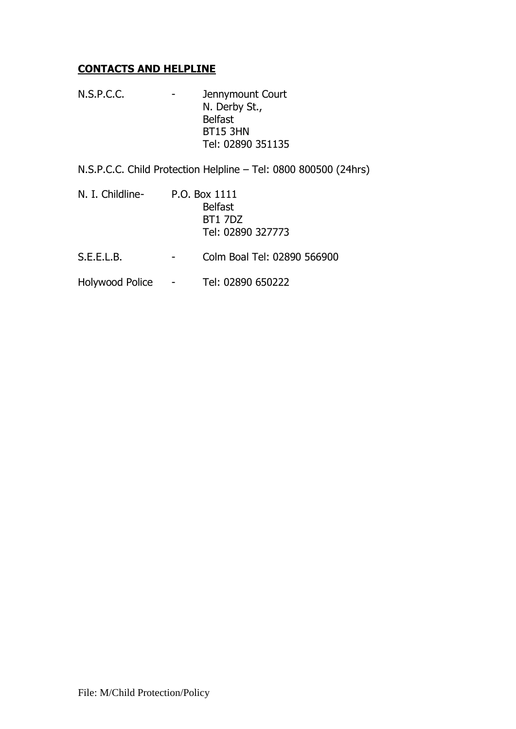## **CONTACTS AND HELPLINE**

N.S.P.C.C. - Jennymount Court
N. Derby St.,
Belfast
BT15 3HN
Tel: 02890 351135

N.S.P.C.C. Child Protection Helpline – Tel: 0800 800500 (24hrs)

N. I. Childline- P.O. Box 1111
Belfast
BT1 7DZ
Tel: 02890 327773

S.E.E.L.B. - Colm Boal Tel: 02890 566900

Holywood Police - Tel: 02890 650222

File: M/Child Protection/Policy